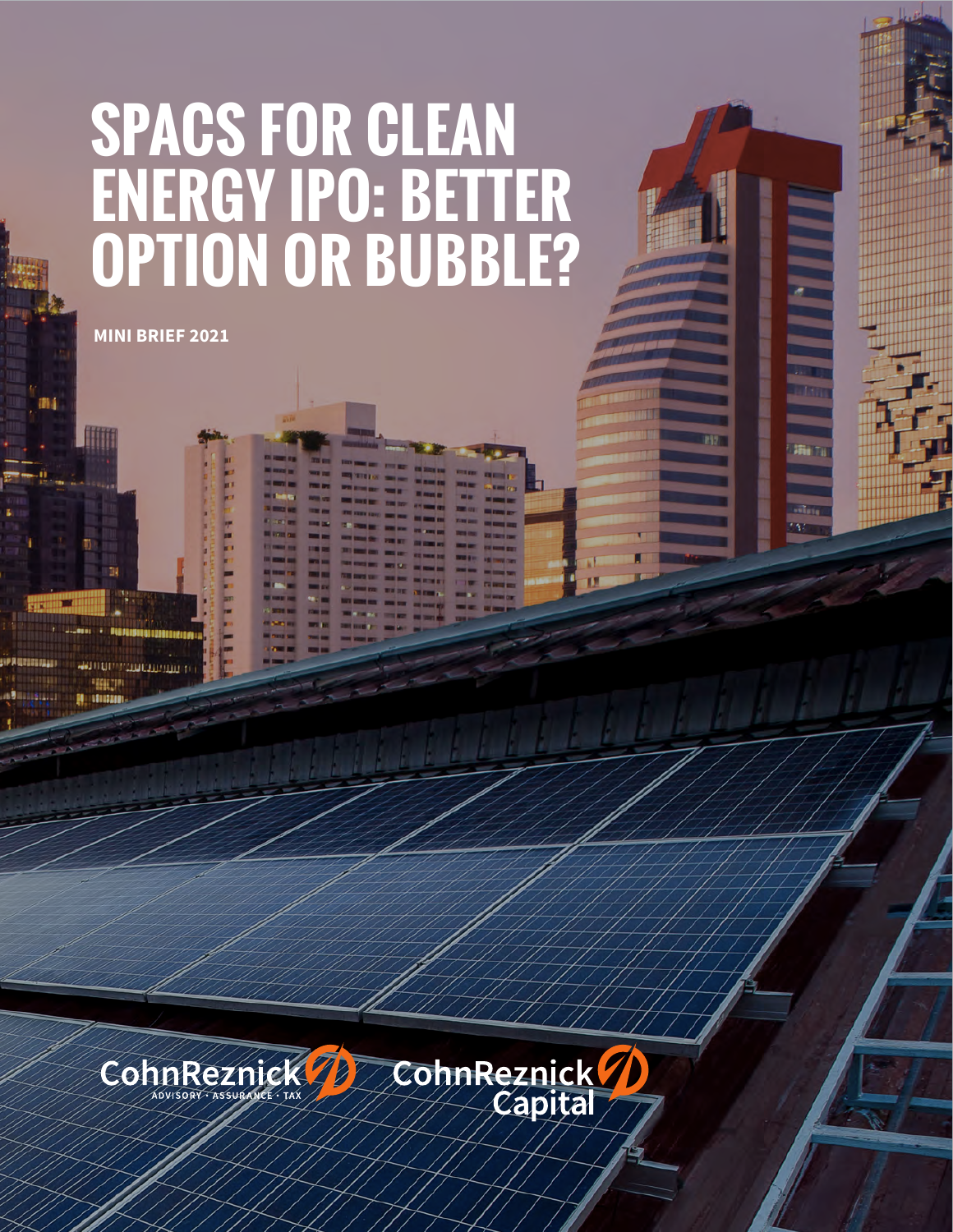# SPACS FOR CLEAN ENERGY IPO: BETTER OPTION OR BUBBLE?

**MINI BRIEF 2021**

CohnReznick ADVISORY · ASSURANCE · TAX

CohnReznick Capital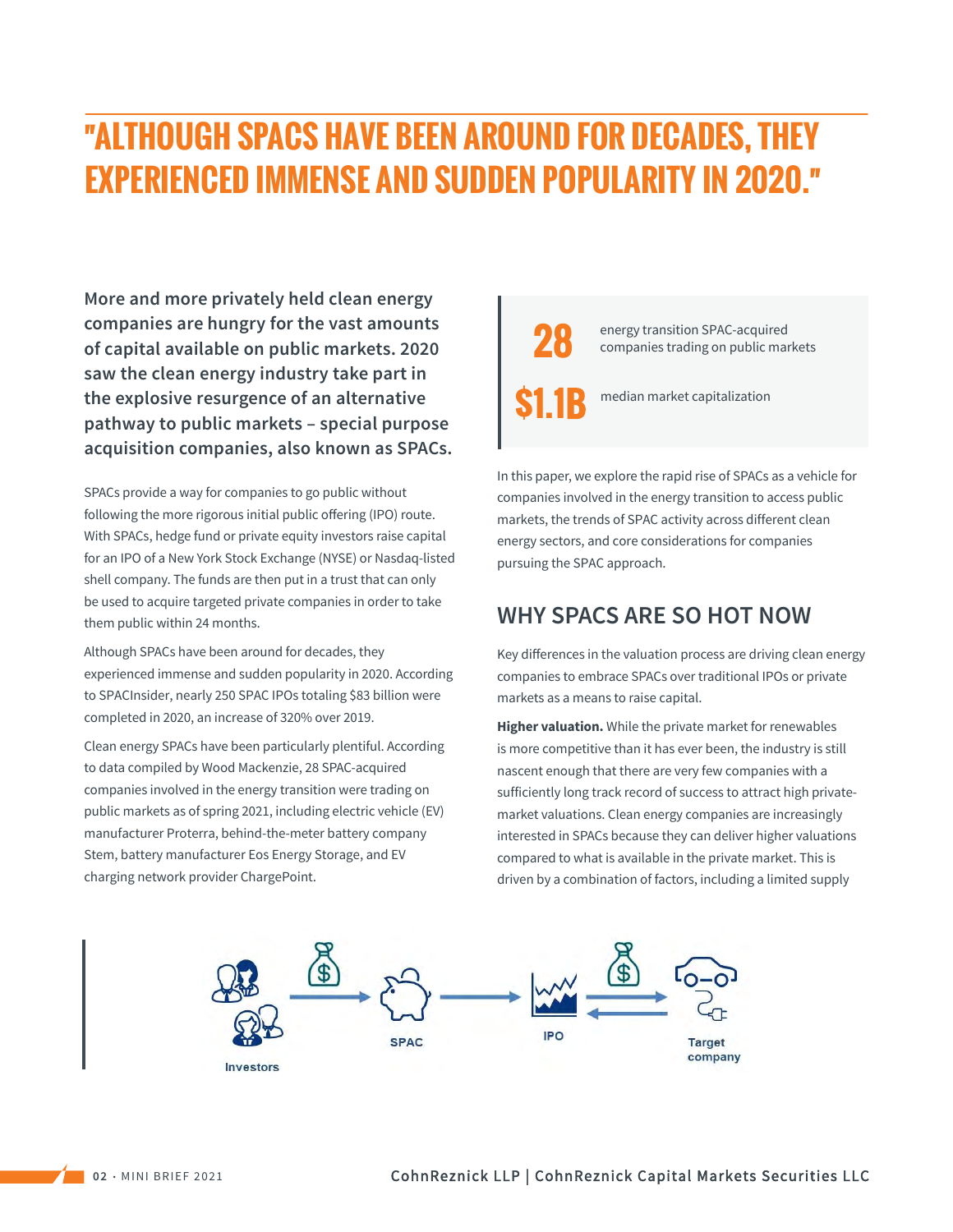# "ALTHOUGH SPACS HAVE BEEN AROUND FOR DECADES, THEY EXPERIENCED IMMENSE AND SUDDEN POPULARITY IN 2020."

**More and more privately held clean energy companies are hungry for the vast amounts of capital available on public markets. 2020 saw the clean energy industry take part in the explosive resurgence of an alternative pathway to public markets – special purpose acquisition companies, also known as SPACs.**

SPACs provide a way for companies to go public without following the more rigorous initial public offering (IPO) route. With SPACs, hedge fund or private equity investors raise capital for an IPO of a New York Stock Exchange (NYSE) or Nasdaq-listed shell company. The funds are then put in a trust that can only be used to acquire targeted private companies in order to take them public within 24 months.

Although SPACs have been around for decades, they experienced immense and sudden popularity in 2020. According to SPACInsider, nearly 250 SPAC IPOs totaling $83 billion were completed in 2020, an increase of 320% over 2019.

Clean energy SPACs have been particularly plentiful. According to data compiled by Wood Mackenzie, 28 SPAC-acquired companies involved in the energy transition were trading on public markets as of spring 2021, including electric vehicle (EV) manufacturer Proterra, behind-the-meter battery company Stem, battery manufacturer Eos Energy Storage, and EV charging network provider ChargePoint.

**28** energy transition SPAC-acquired companies trading on public markets

**$1.1B** median market capitalization

In this paper, we explore the rapid rise of SPACs as a vehicle for companies involved in the energy transition to access public markets, the trends of SPAC activity across different clean energy sectors, and core considerations for companies pursuing the SPAC approach.

## WHY SPACS ARE SO HOT NOW

Key differences in the valuation process are driving clean energy companies to embrace SPACs over traditional IPOs or private markets as a means to raise capital.

**Higher valuation.** While the private market for renewables is more competitive than it has ever been, the industry is still nascent enough that there are very few companies with a sufficiently long track record of success to attract high private-market valuations. Clean energy companies are increasingly interested in SPACs because they can deliver higher valuations compared to what is available in the private market. This is driven by a combination of factors, including a limited supply

Investors → SPAC → IPO ⇄ Target company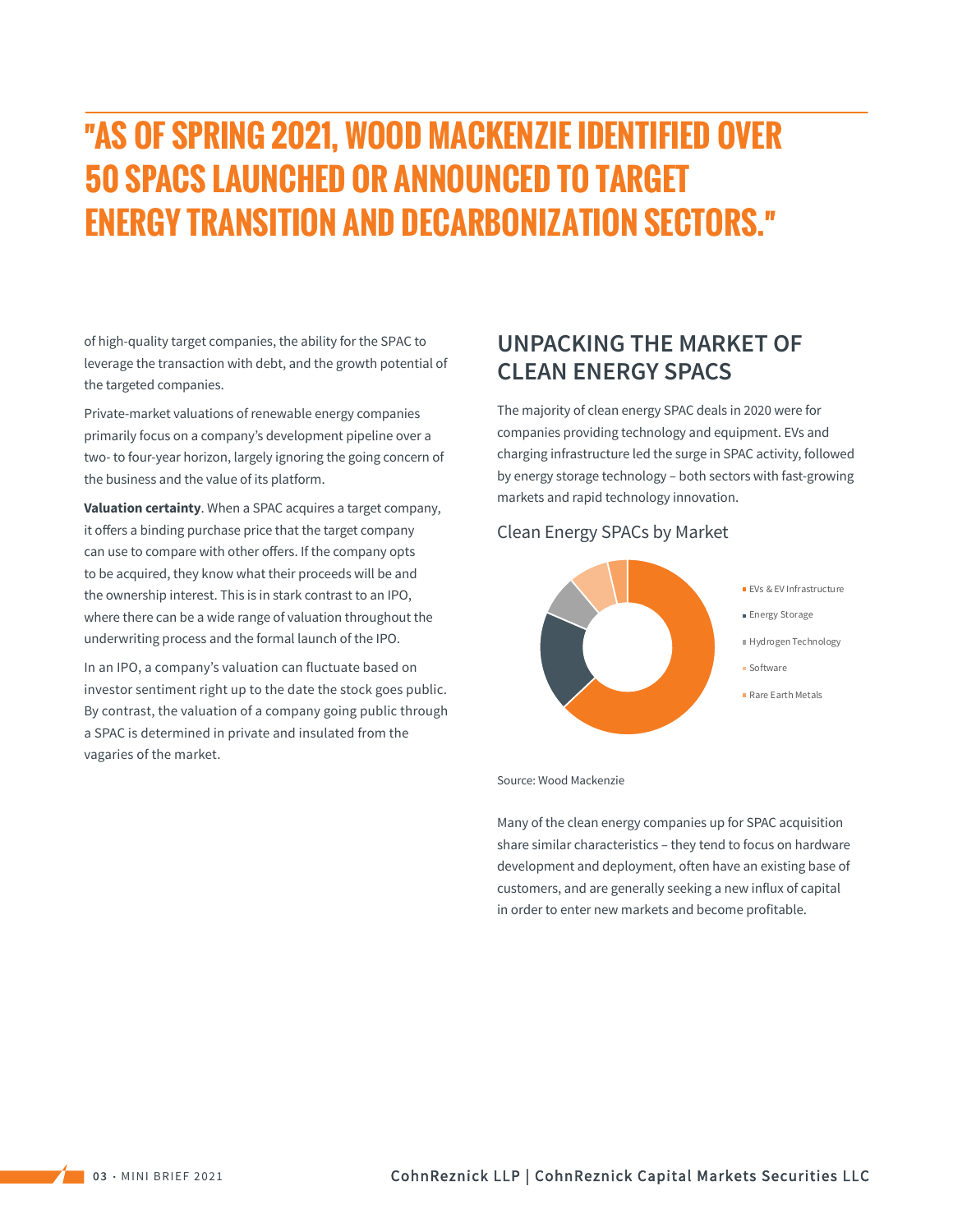## "AS OF SPRING 2021, WOOD MACKENZIE IDENTIFIED OVER 50 SPACS LAUNCHED OR ANNOUNCED TO TARGET ENERGY TRANSITION AND DECARBONIZATION SECTORS."

of high-quality target companies, the ability for the SPAC to leverage the transaction with debt, and the growth potential of the targeted companies.

Private-market valuations of renewable energy companies primarily focus on a company's development pipeline over a two- to four-year horizon, largely ignoring the going concern of the business and the value of its platform.

**Valuation certainty**. When a SPAC acquires a target company, it offers a binding purchase price that the target company can use to compare with other offers. If the company opts to be acquired, they know what their proceeds will be and the ownership interest. This is in stark contrast to an IPO, where there can be a wide range of valuation throughout the underwriting process and the formal launch of the IPO.

In an IPO, a company's valuation can fluctuate based on investor sentiment right up to the date the stock goes public. By contrast, the valuation of a company going public through a SPAC is determined in private and insulated from the vagaries of the market.

## UNPACKING THE MARKET OF CLEAN ENERGY SPACS

The majority of clean energy SPAC deals in 2020 were for companies providing technology and equipment. EVs and charging infrastructure led the surge in SPAC activity, followed by energy storage technology – both sectors with fast-growing markets and rapid technology innovation.

### Clean Energy SPACs by Market

- EVs & EV Infrastructure
- Energy Storage
- Hydrogen Technology
- Software
- Rare Earth Metals

Source: Wood Mackenzie

Many of the clean energy companies up for SPAC acquisition share similar characteristics – they tend to focus on hardware development and deployment, often have an existing base of customers, and are generally seeking a new influx of capital in order to enter new markets and become profitable.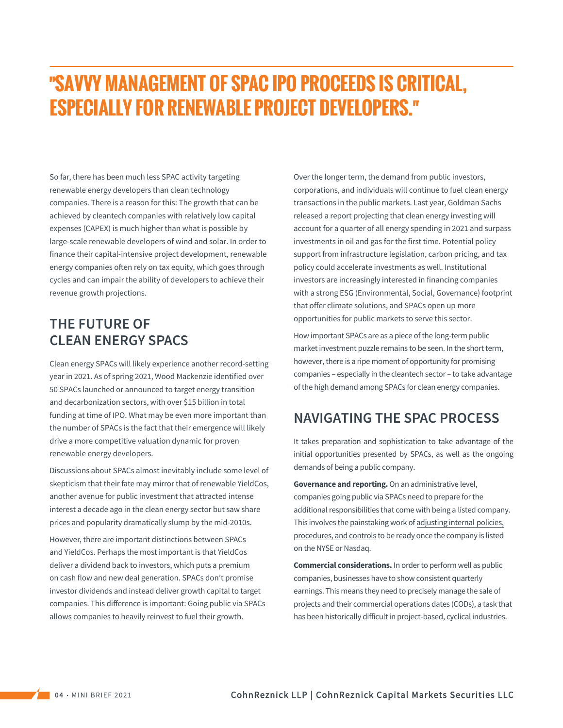# "SAVVY MANAGEMENT OF SPAC IPO PROCEEDS IS CRITICAL, ESPECIALLY FOR RENEWABLE PROJECT DEVELOPERS."

So far, there has been much less SPAC activity targeting renewable energy developers than clean technology companies. There is a reason for this: The growth that can be achieved by cleantech companies with relatively low capital expenses (CAPEX) is much higher than what is possible by large-scale renewable developers of wind and solar. In order to finance their capital-intensive project development, renewable energy companies often rely on tax equity, which goes through cycles and can impair the ability of developers to achieve their revenue growth projections.

## THE FUTURE OF CLEAN ENERGY SPACS

Clean energy SPACs will likely experience another record-setting year in 2021. As of spring 2021, Wood Mackenzie identified over 50 SPACs launched or announced to target energy transition and decarbonization sectors, with over $15 billion in total funding at time of IPO. What may be even more important than the number of SPACs is the fact that their emergence will likely drive a more competitive valuation dynamic for proven renewable energy developers.

Discussions about SPACs almost inevitably include some level of skepticism that their fate may mirror that of renewable YieldCos, another avenue for public investment that attracted intense interest a decade ago in the clean energy sector but saw share prices and popularity dramatically slump by the mid-2010s.

However, there are important distinctions between SPACs and YieldCos. Perhaps the most important is that YieldCos deliver a dividend back to investors, which puts a premium on cash flow and new deal generation. SPACs don't promise investor dividends and instead deliver growth capital to target companies. This difference is important: Going public via SPACs allows companies to heavily reinvest to fuel their growth.

Over the longer term, the demand from public investors, corporations, and individuals will continue to fuel clean energy transactions in the public markets. Last year, Goldman Sachs released a report projecting that clean energy investing will account for a quarter of all energy spending in 2021 and surpass investments in oil and gas for the first time. Potential policy support from infrastructure legislation, carbon pricing, and tax policy could accelerate investments as well. Institutional investors are increasingly interested in financing companies with a strong ESG (Environmental, Social, Governance) footprint that offer climate solutions, and SPACs open up more opportunities for public markets to serve this sector.

How important SPACs are as a piece of the long-term public market investment puzzle remains to be seen. In the short term, however, there is a ripe moment of opportunity for promising companies – especially in the cleantech sector – to take advantage of the high demand among SPACs for clean energy companies.

## NAVIGATING THE SPAC PROCESS

It takes preparation and sophistication to take advantage of the initial opportunities presented by SPACs, as well as the ongoing demands of being a public company.

**Governance and reporting.** On an administrative level, companies going public via SPACs need to prepare for the additional responsibilities that come with being a listed company. This involves the painstaking work of adjusting internal policies, procedures, and controls to be ready once the company is listed on the NYSE or Nasdaq.

**Commercial considerations.** In order to perform well as public companies, businesses have to show consistent quarterly earnings. This means they need to precisely manage the sale of projects and their commercial operations dates (CODs), a task that has been historically difficult in project-based, cyclical industries.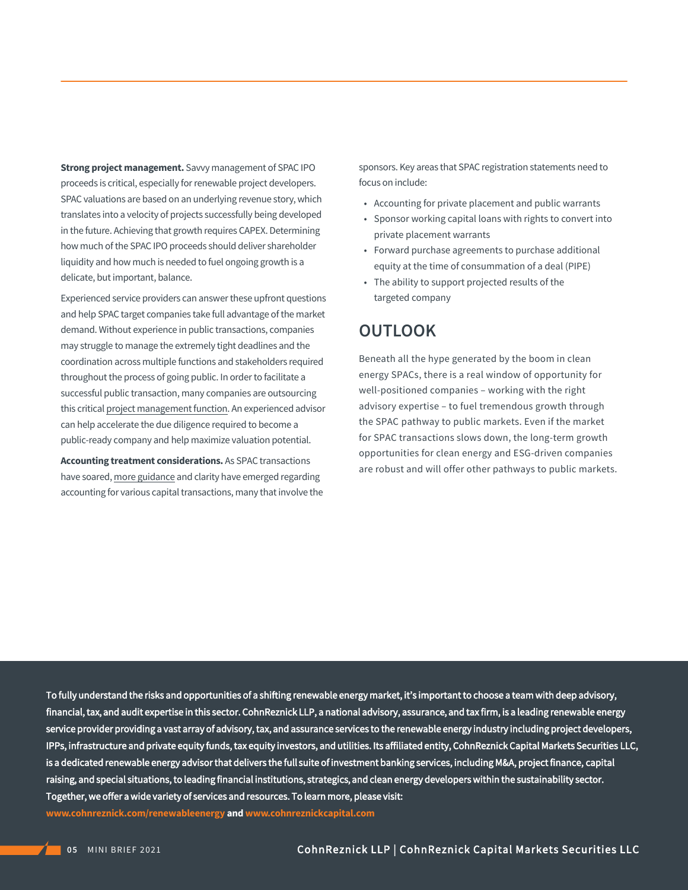**Strong project management.** Savvy management of SPAC IPO proceeds is critical, especially for renewable project developers. SPAC valuations are based on an underlying revenue story, which translates into a velocity of projects successfully being developed in the future. Achieving that growth requires CAPEX. Determining how much of the SPAC IPO proceeds should deliver shareholder liquidity and how much is needed to fuel ongoing growth is a delicate, but important, balance.

Experienced service providers can answer these upfront questions and help SPAC target companies take full advantage of the market demand. Without experience in public transactions, companies may struggle to manage the extremely tight deadlines and the coordination across multiple functions and stakeholders required throughout the process of going public. In order to facilitate a successful public transaction, many companies are outsourcing this critical project management function. An experienced advisor can help accelerate the due diligence required to become a public-ready company and help maximize valuation potential.

**Accounting treatment considerations.** As SPAC transactions have soared, more guidance and clarity have emerged regarding accounting for various capital transactions, many that involve the sponsors. Key areas that SPAC registration statements need to focus on include:

- Accounting for private placement and public warrants
- Sponsor working capital loans with rights to convert into private placement warrants
- Forward purchase agreements to purchase additional equity at the time of consummation of a deal (PIPE)
- The ability to support projected results of the targeted company

## OUTLOOK

Beneath all the hype generated by the boom in clean energy SPACs, there is a real window of opportunity for well-positioned companies – working with the right advisory expertise – to fuel tremendous growth through the SPAC pathway to public markets. Even if the market for SPAC transactions slows down, the long-term growth opportunities for clean energy and ESG-driven companies are robust and will offer other pathways to public markets.

**To fully understand the risks and opportunities of a shifting renewable energy market, it's important to choose a team with deep advisory, financial, tax, and audit expertise in this sector. CohnReznick LLP, a national advisory, assurance, and tax firm, is a leading renewable energy service provider providing a vast array of advisory, tax, and assurance services to the renewable energy industry including project developers, IPPs, infrastructure and private equity funds, tax equity investors, and utilities. Its affiliated entity, CohnReznick Capital Markets Securities LLC, is a dedicated renewable energy advisor that delivers the full suite of investment banking services, including M&A, project finance, capital raising, and special situations, to leading financial institutions, strategics, and clean energy developers within the sustainability sector. Together, we offer a wide variety of services and resources. To learn more, please visit: www.cohnreznick.com/renewableenergy and www.cohnreznickcapital.com**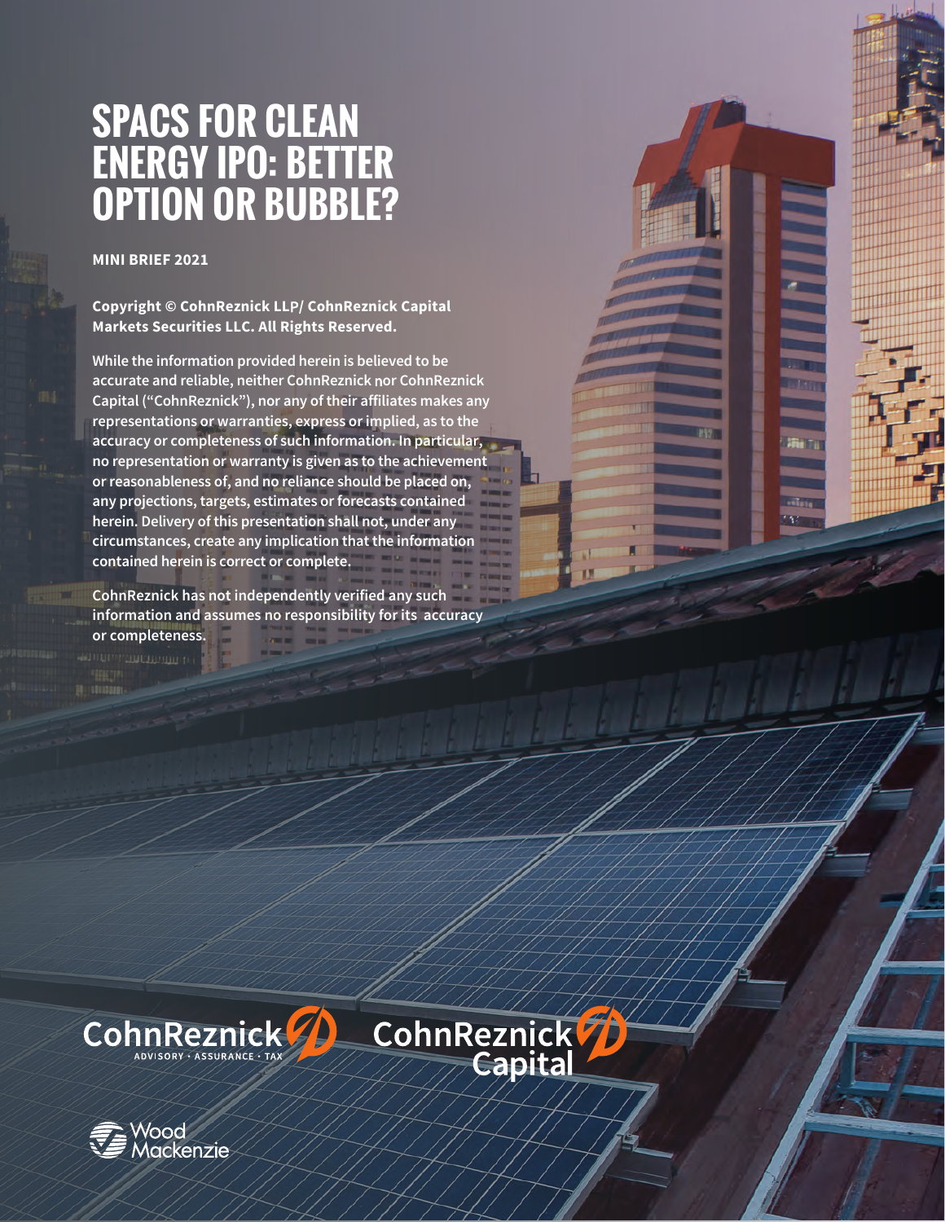# SPACS FOR CLEAN ENERGY IPO: BETTER OPTION OR BUBBLE?

**MINI BRIEF 2021**

**Copyright © CohnReznick LLP/ CohnReznick Capital Markets Securities LLC. All Rights Reserved.**

**While the information provided herein is believed to be accurate and reliable, neither CohnReznick nor CohnReznick Capital ("CohnReznick"), nor any of their affiliates makes any representations or warranties, express or implied, as to the accuracy or completeness of such information. In particular, no representation or warranty is given as to the achievement or reasonableness of, and no reliance should be placed on, any projections, targets, estimates or forecasts contained herein. Delivery of this presentation shall not, under any circumstances, create any implication that the information contained herein is correct or complete.**

**CohnReznick has not independently verified any such information and assumes no responsibility for its accuracy or completeness.**

CohnReznick
ADVISORY · ASSURANCE · TAX

CohnReznick Capital

Wood Mackenzie